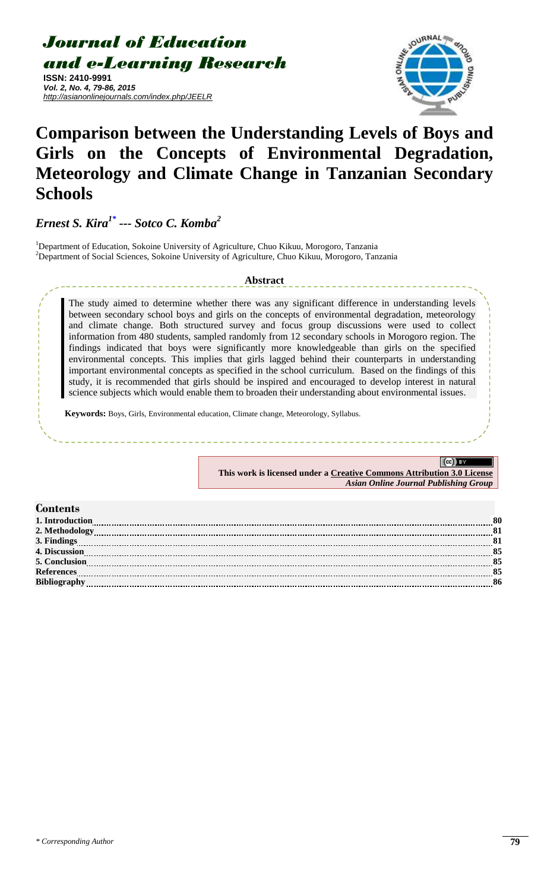# Journal of Education and e-Learning Research

**ISSN: 2410-9991**
*Vol. 2, No. 4, 79-86, 2015*
*http://asianonlinejournals.com/index.php/JEELR*

# Comparison between the Understanding Levels of Boys and Girls on the Concepts of Environmental Degradation, Meteorology and Climate Change in Tanzanian Secondary Schools

***Ernest S. Kira[1*] --- Sotco C. Komba[2]***

[1]Department of Education, Sokoine University of Agriculture, Chuo Kikuu, Morogoro, Tanzania
[2]Department of Social Sciences, Sokoine University of Agriculture, Chuo Kikuu, Morogoro, Tanzania

## Abstract

The study aimed to determine whether there was any significant difference in understanding levels between secondary school boys and girls on the concepts of environmental degradation, meteorology and climate change. Both structured survey and focus group discussions were used to collect information from 480 students, sampled randomly from 12 secondary schools in Morogoro region. The findings indicated that boys were significantly more knowledgeable than girls on the specified environmental concepts. This implies that girls lagged behind their counterparts in understanding important environmental concepts as specified in the school curriculum. Based on the findings of this study, it is recommended that girls should be inspired and encouraged to develop interest in natural science subjects which would enable them to broaden their understanding about environmental issues.

**Keywords:** Boys, Girls, Environmental education, Climate change, Meteorology, Syllabus.

**This work is licensed under a Creative Commons Attribution 3.0 License**
*Asian Online Journal Publishing Group*

## Contents

| | |
|---|---|
| **1. Introduction** | **80** |
| **2. Methodology** | **81** |
| **3. Findings** | **81** |
| **4. Discussion** | **85** |
| **5. Conclusion** | **85** |
| **References** | **85** |
| **Bibliography** | **86** |

*\* Corresponding Author*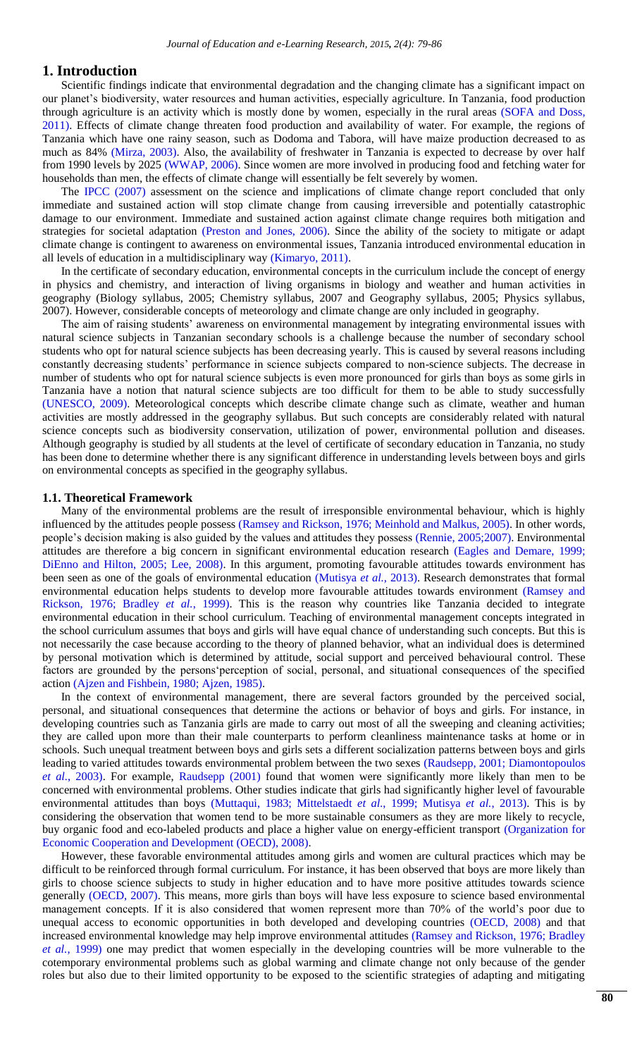# 1. Introduction

Scientific findings indicate that environmental degradation and the changing climate has a significant impact on our planet's biodiversity, water resources and human activities, especially agriculture. In Tanzania, food production through agriculture is an activity which is mostly done by women, especially in the rural areas (SOFA and Doss, 2011). Effects of climate change threaten food production and availability of water. For example, the regions of Tanzania which have one rainy season, such as Dodoma and Tabora, will have maize production decreased to as much as 84% (Mirza, 2003). Also, the availability of freshwater in Tanzania is expected to decrease by over half from 1990 levels by 2025 (WWAP, 2006). Since women are more involved in producing food and fetching water for households than men, the effects of climate change will essentially be felt severely by women.

The IPCC (2007) assessment on the science and implications of climate change report concluded that only immediate and sustained action will stop climate change from causing irreversible and potentially catastrophic damage to our environment. Immediate and sustained action against climate change requires both mitigation and strategies for societal adaptation (Preston and Jones, 2006). Since the ability of the society to mitigate or adapt climate change is contingent to awareness on environmental issues, Tanzania introduced environmental education in all levels of education in a multidisciplinary way (Kimaryo, 2011).

In the certificate of secondary education, environmental concepts in the curriculum include the concept of energy in physics and chemistry, and interaction of living organisms in biology and weather and human activities in geography (Biology syllabus, 2005; Chemistry syllabus, 2007 and Geography syllabus, 2005; Physics syllabus, 2007). However, considerable concepts of meteorology and climate change are only included in geography.

The aim of raising students' awareness on environmental management by integrating environmental issues with natural science subjects in Tanzanian secondary schools is a challenge because the number of secondary school students who opt for natural science subjects has been decreasing yearly. This is caused by several reasons including constantly decreasing students' performance in science subjects compared to non-science subjects. The decrease in number of students who opt for natural science subjects is even more pronounced for girls than boys as some girls in Tanzania have a notion that natural science subjects are too difficult for them to be able to study successfully (UNESCO, 2009). Meteorological concepts which describe climate change such as climate, weather and human activities are mostly addressed in the geography syllabus. But such concepts are considerably related with natural science concepts such as biodiversity conservation, utilization of power, environmental pollution and diseases. Although geography is studied by all students at the level of certificate of secondary education in Tanzania, no study has been done to determine whether there is any significant difference in understanding levels between boys and girls on environmental concepts as specified in the geography syllabus.

## 1.1. Theoretical Framework

Many of the environmental problems are the result of irresponsible environmental behaviour, which is highly influenced by the attitudes people possess (Ramsey and Rickson, 1976; Meinhold and Malkus, 2005). In other words, people's decision making is also guided by the values and attitudes they possess (Rennie, 2005;2007). Environmental attitudes are therefore a big concern in significant environmental education research (Eagles and Demare, 1999; DiEnno and Hilton, 2005; Lee, 2008). In this argument, promoting favourable attitudes towards environment has been seen as one of the goals of environmental education (Mutisya *et al.*, 2013). Research demonstrates that formal environmental education helps students to develop more favourable attitudes towards environment (Ramsey and Rickson, 1976; Bradley *et al.*, 1999). This is the reason why countries like Tanzania decided to integrate environmental education in their school curriculum. Teaching of environmental management concepts integrated in the school curriculum assumes that boys and girls will have equal chance of understanding such concepts. But this is not necessarily the case because according to the theory of planned behavior, what an individual does is determined by personal motivation which is determined by attitude, social support and perceived behavioural control. These factors are grounded by the persons'perception of social, personal, and situational consequences of the specified action (Ajzen and Fishbein, 1980; Ajzen, 1985).

In the context of environmental management, there are several factors grounded by the perceived social, personal, and situational consequences that determine the actions or behavior of boys and girls. For instance, in developing countries such as Tanzania girls are made to carry out most of all the sweeping and cleaning activities; they are called upon more than their male counterparts to perform cleanliness maintenance tasks at home or in schools. Such unequal treatment between boys and girls sets a different socialization patterns between boys and girls leading to varied attitudes towards environmental problem between the two sexes (Raudsepp, 2001; Diamontopoulos *et al.*, 2003). For example, Raudsepp (2001) found that women were significantly more likely than men to be concerned with environmental problems. Other studies indicate that girls had significantly higher level of favourable environmental attitudes than boys (Muttaqui, 1983; Mittelstaedt *et al.*, 1999; Mutisya *et al.*, 2013). This is by considering the observation that women tend to be more sustainable consumers as they are more likely to recycle, buy organic food and eco-labeled products and place a higher value on energy-efficient transport (Organization for Economic Cooperation and Development (OECD), 2008).

However, these favorable environmental attitudes among girls and women are cultural practices which may be difficult to be reinforced through formal curriculum. For instance, it has been observed that boys are more likely than girls to choose science subjects to study in higher education and to have more positive attitudes towards science generally (OECD, 2007). This means, more girls than boys will have less exposure to science based environmental management concepts. If it is also considered that women represent more than 70% of the world's poor due to unequal access to economic opportunities in both developed and developing countries (OECD, 2008) and that increased environmental knowledge may help improve environmental attitudes (Ramsey and Rickson, 1976; Bradley *et al.*, 1999) one may predict that women especially in the developing countries will be more vulnerable to the cotemporary environmental problems such as global warming and climate change not only because of the gender roles but also due to their limited opportunity to be exposed to the scientific strategies of adapting and mitigating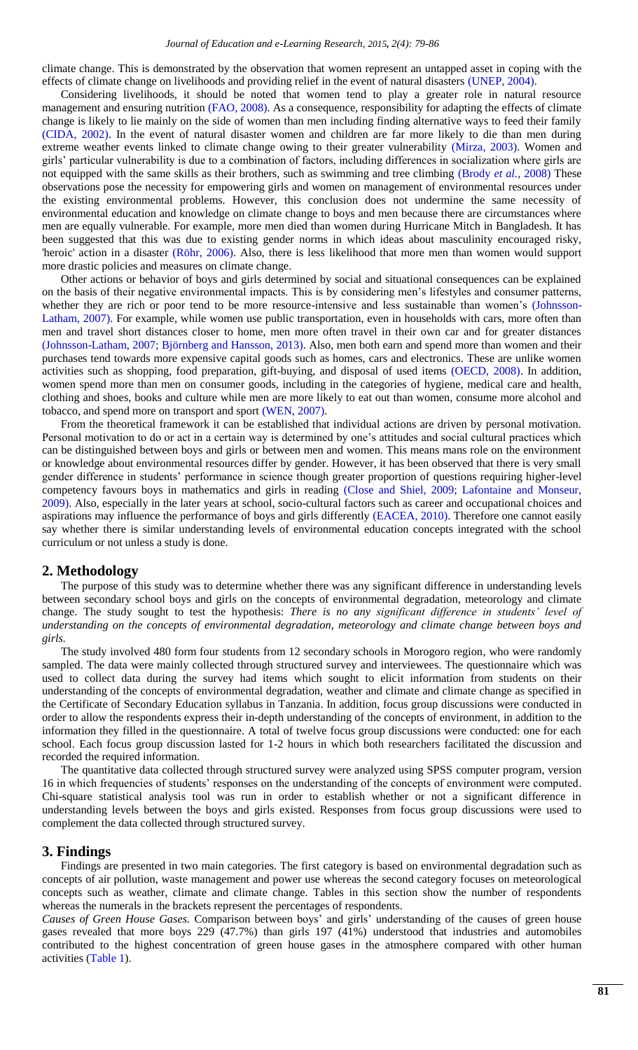climate change. This is demonstrated by the observation that women represent an untapped asset in coping with the effects of climate change on livelihoods and providing relief in the event of natural disasters (UNEP, 2004).

Considering livelihoods, it should be noted that women tend to play a greater role in natural resource management and ensuring nutrition (FAO, 2008). As a consequence, responsibility for adapting the effects of climate change is likely to lie mainly on the side of women than men including finding alternative ways to feed their family (CIDA, 2002). In the event of natural disaster women and children are far more likely to die than men during extreme weather events linked to climate change owing to their greater vulnerability (Mirza, 2003). Women and girls' particular vulnerability is due to a combination of factors, including differences in socialization where girls are not equipped with the same skills as their brothers, such as swimming and tree climbing (Brody *et al.*, 2008) These observations pose the necessity for empowering girls and women on management of environmental resources under the existing environmental problems. However, this conclusion does not undermine the same necessity of environmental education and knowledge on climate change to boys and men because there are circumstances where men are equally vulnerable. For example, more men died than women during Hurricane Mitch in Bangladesh. It has been suggested that this was due to existing gender norms in which ideas about masculinity encouraged risky, 'heroic' action in a disaster (Röhr, 2006). Also, there is less likelihood that more men than women would support more drastic policies and measures on climate change.

Other actions or behavior of boys and girls determined by social and situational consequences can be explained on the basis of their negative environmental impacts. This is by considering men's lifestyles and consumer patterns, whether they are rich or poor tend to be more resource-intensive and less sustainable than women's (Johnsson-Latham, 2007). For example, while women use public transportation, even in households with cars, more often than men and travel short distances closer to home, men more often travel in their own car and for greater distances (Johnsson-Latham, 2007; Björnberg and Hansson, 2013). Also, men both earn and spend more than women and their purchases tend towards more expensive capital goods such as homes, cars and electronics. These are unlike women activities such as shopping, food preparation, gift-buying, and disposal of used items (OECD, 2008). In addition, women spend more than men on consumer goods, including in the categories of hygiene, medical care and health, clothing and shoes, books and culture while men are more likely to eat out than women, consume more alcohol and tobacco, and spend more on transport and sport (WEN, 2007).

From the theoretical framework it can be established that individual actions are driven by personal motivation. Personal motivation to do or act in a certain way is determined by one's attitudes and social cultural practices which can be distinguished between boys and girls or between men and women. This means mans role on the environment or knowledge about environmental resources differ by gender. However, it has been observed that there is very small gender difference in students' performance in science though greater proportion of questions requiring higher-level competency favours boys in mathematics and girls in reading (Close and Shiel, 2009; Lafontaine and Monseur, 2009). Also, especially in the later years at school, socio-cultural factors such as career and occupational choices and aspirations may influence the performance of boys and girls differently (EACEA, 2010). Therefore one cannot easily say whether there is similar understanding levels of environmental education concepts integrated with the school curriculum or not unless a study is done.

## 2. Methodology

The purpose of this study was to determine whether there was any significant difference in understanding levels between secondary school boys and girls on the concepts of environmental degradation, meteorology and climate change. The study sought to test the hypothesis: *There is no any significant difference in students' level of understanding on the concepts of environmental degradation, meteorology and climate change between boys and girls.*

The study involved 480 form four students from 12 secondary schools in Morogoro region, who were randomly sampled. The data were mainly collected through structured survey and interviewees. The questionnaire which was used to collect data during the survey had items which sought to elicit information from students on their understanding of the concepts of environmental degradation, weather and climate and climate change as specified in the Certificate of Secondary Education syllabus in Tanzania. In addition, focus group discussions were conducted in order to allow the respondents express their in-depth understanding of the concepts of environment, in addition to the information they filled in the questionnaire. A total of twelve focus group discussions were conducted: one for each school. Each focus group discussion lasted for 1-2 hours in which both researchers facilitated the discussion and recorded the required information.

The quantitative data collected through structured survey were analyzed using SPSS computer program, version 16 in which frequencies of students' responses on the understanding of the concepts of environment were computed. Chi-square statistical analysis tool was run in order to establish whether or not a significant difference in understanding levels between the boys and girls existed. Responses from focus group discussions were used to complement the data collected through structured survey.

## 3. Findings

Findings are presented in two main categories. The first category is based on environmental degradation such as concepts of air pollution, waste management and power use whereas the second category focuses on meteorological concepts such as weather, climate and climate change. Tables in this section show the number of respondents whereas the numerals in the brackets represent the percentages of respondents.

*Causes of Green House Gases.* Comparison between boys' and girls' understanding of the causes of green house gases revealed that more boys 229 (47.7%) than girls 197 (41%) understood that industries and automobiles contributed to the highest concentration of green house gases in the atmosphere compared with other human activities (Table 1).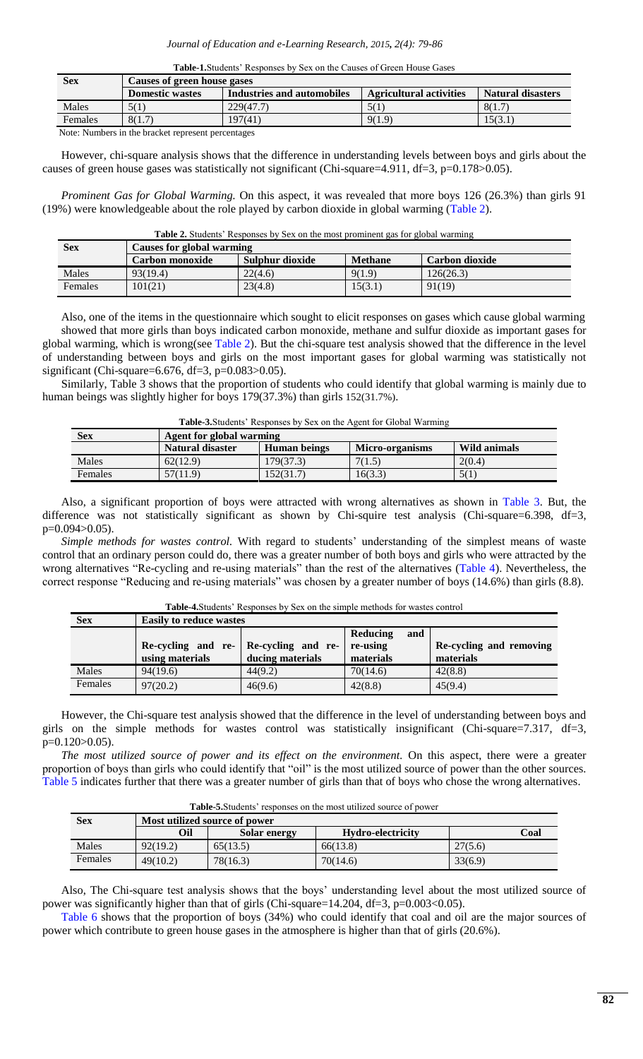**Table-1.** Students' Responses by Sex on the Causes of Green House Gases

| Sex | Causes of green house gases | | | |
|---|---|---|---|---|
| | Domestic wastes | Industries and automobiles | Agricultural activities | Natural disasters |
| Males | 5(1) | 229(47.7) | 5(1) | 8(1.7) |
| Females | 8(1.7) | 197(41) | 9(1.9) | 15(3.1) |

Note: Numbers in the bracket represent percentages

However, chi-square analysis shows that the difference in understanding levels between boys and girls about the causes of green house gases was statistically not significant (Chi-square=4.911, df=3, p=0.178>0.05).

*Prominent Gas for Global Warming.* On this aspect, it was revealed that more boys 126 (26.3%) than girls 91 (19%) were knowledgeable about the role played by carbon dioxide in global warming (Table 2).

**Table 2.** Students' Responses by Sex on the most prominent gas for global warming

| Sex | Causes for global warming | | | |
|---|---|---|---|---|
| | Carbon monoxide | Sulphur dioxide | Methane | Carbon dioxide |
| Males | 93(19.4) | 22(4.6) | 9(1.9) | 126(26.3) |
| Females | 101(21) | 23(4.8) | 15(3.1) | 91(19) |

Also, one of the items in the questionnaire which sought to elicit responses on gases which cause global warming showed that more girls than boys indicated carbon monoxide, methane and sulfur dioxide as important gases for global warming, which is wrong(see Table 2). But the chi-square test analysis showed that the difference in the level of understanding between boys and girls on the most important gases for global warming was statistically not significant (Chi-square=6.676, df=3, p=0.083>0.05).

Similarly, Table 3 shows that the proportion of students who could identify that global warming is mainly due to human beings was slightly higher for boys 179(37.3%) than girls 152(31.7%).

**Table-3.** Students' Responses by Sex on the Agent for Global Warming

| Sex | Agent for global warming | | | |
|---|---|---|---|---|
| | Natural disaster | Human beings | Micro-organisms | Wild animals |
| Males | 62(12.9) | 179(37.3) | 7(1.5) | 2(0.4) |
| Females | 57(11.9) | 152(31.7) | 16(3.3) | 5(1) |

Also, a significant proportion of boys were attracted with wrong alternatives as shown in Table 3. But, the difference was not statistically significant as shown by Chi-squire test analysis (Chi-square=6.398, df=3, p=0.094>0.05).

*Simple methods for wastes control.* With regard to students' understanding of the simplest means of waste control that an ordinary person could do, there was a greater number of both boys and girls who were attracted by the wrong alternatives "Re-cycling and re-using materials" than the rest of the alternatives (Table 4). Nevertheless, the correct response "Reducing and re-using materials" was chosen by a greater number of boys (14.6%) than girls (8.8).

**Table-4.** Students' Responses by Sex on the simple methods for wastes control

| Sex | Easily to reduce wastes | | | |
|---|---|---|---|---|
| | Re-cycling and re-using materials | Re-cycling and re-ducing materials | Reducing and re-using materials | Re-cycling and removing materials |
| Males | 94(19.6) | 44(9.2) | 70(14.6) | 42(8.8) |
| Females | 97(20.2) | 46(9.6) | 42(8.8) | 45(9.4) |

However, the Chi-square test analysis showed that the difference in the level of understanding between boys and girls on the simple methods for wastes control was statistically insignificant (Chi-square=7.317, df=3, p=0.120>0.05).

*The most utilized source of power and its effect on the environment.* On this aspect, there were a greater proportion of boys than girls who could identify that "oil" is the most utilized source of power than the other sources. Table 5 indicates further that there was a greater number of girls than that of boys who chose the wrong alternatives.

**Table-5.** Students' responses on the most utilized source of power

| Sex | Most utilized source of power | | | |
|---|---|---|---|---|
| | Oil | Solar energy | Hydro-electricity | Coal |
| Males | 92(19.2) | 65(13.5) | 66(13.8) | 27(5.6) |
| Females | 49(10.2) | 78(16.3) | 70(14.6) | 33(6.9) |

Also, The Chi-square test analysis shows that the boys' understanding level about the most utilized source of power was significantly higher than that of girls (Chi-square=14.204, df=3, p=0.003<0.05).

Table 6 shows that the proportion of boys (34%) who could identify that coal and oil are the major sources of power which contribute to green house gases in the atmosphere is higher than that of girls (20.6%).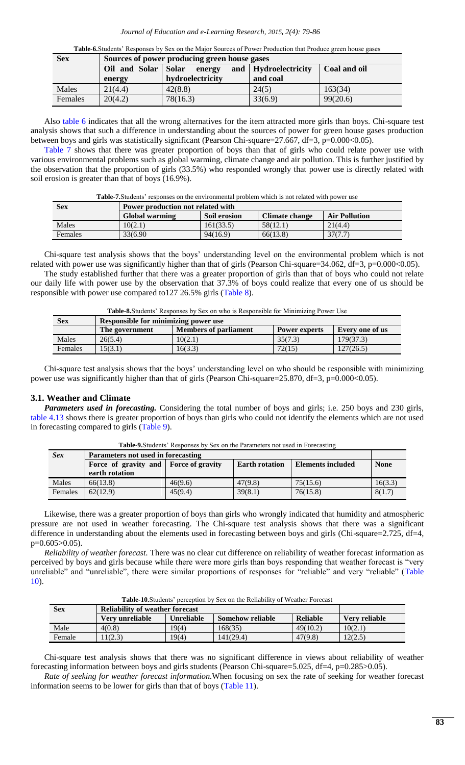**Table-6.** Students' Responses by Sex on the Major Sources of Power Production that Produce green house gases

| Sex | Sources of power producing green house gases | | | |
|---|---|---|---|---|
| | Oil and Solar energy | Solar energy and hydroelectricity | Hydroelectricity and coal | Coal and oil |
| Males | 21(4.4) | 42(8.8) | 24(5) | 163(34) |
| Females | 20(4.2) | 78(16.3) | 33(6.9) | 99(20.6) |

Also table 6 indicates that all the wrong alternatives for the item attracted more girls than boys. Chi-square test analysis shows that such a difference in understanding about the sources of power for green house gases production between boys and girls was statistically significant (Pearson Chi-square=27.667, df=3, p=0.000<0.05).

Table 7 shows that there was greater proportion of boys than that of girls who could relate power use with various environmental problems such as global warming, climate change and air pollution. This is further justified by the observation that the proportion of girls (33.5%) who responded wrongly that power use is directly related with soil erosion is greater than that of boys (16.9%).

**Table-7.** Students' responses on the environmental problem which is not related with power use

| Sex | Power production not related with | | | |
|---|---|---|---|---|
| | Global warming | Soil erosion | Climate change | Air Pollution |
| Males | 10(2.1) | 161(33.5) | 58(12.1) | 21(4.4) |
| Females | 33(6.90 | 94(16.9) | 66(13.8) | 37(7.7) |

Chi-square test analysis shows that the boys' understanding level on the environmental problem which is not related with power use was significantly higher than that of girls (Pearson Chi-square=34.062, df=3, p=0.000<0.05).

The study established further that there was a greater proportion of girls than that of boys who could not relate our daily life with power use by the observation that 37.3% of boys could realize that every one of us should be responsible with power use compared to127 26.5% girls (Table 8).

**Table-8.** Students' Responses by Sex on who is Responsible for Minimizing Power Use

| Sex | Responsible for minimizing power use | | | |
|---|---|---|---|---|
| | The government | Members of parliament | Power experts | Every one of us |
| Males | 26(5.4) | 10(2.1) | 35(7.3) | 179(37.3) |
| Females | 15(3.1) | 16(3.3) | 72(15) | 127(26.5) |

Chi-square test analysis shows that the boys' understanding level on who should be responsible with minimizing power use was significantly higher than that of girls (Pearson Chi-square=25.870, df=3, p=0.000<0.05).

### 3.1. Weather and Climate

***Parameters used in forecasting.*** Considering the total number of boys and girls; i.e. 250 boys and 230 girls, table 4.13 shows there is greater proportion of boys than girls who could not identify the elements which are not used in forecasting compared to girls (Table 9).

**Table-9.** Students' Responses by Sex on the Parameters not used in Forecasting

| *Sex* | Parameters not used in forecasting | | | | |
|---|---|---|---|---|---|
| | Force of gravity and earth rotation | Force of gravity | Earth rotation | Elements included | None |
| Males | 66(13.8) | 46(9.6) | 47(9.8) | 75(15.6) | 16(3.3) |
| Females | 62(12.9) | 45(9.4) | 39(8.1) | 76(15.8) | 8(1.7) |

Likewise, there was a greater proportion of boys than girls who wrongly indicated that humidity and atmospheric pressure are not used in weather forecasting. The Chi-square test analysis shows that there was a significant difference in understanding about the elements used in forecasting between boys and girls (Chi-square=2.725, df=4, p=0.605>0.05).

*Reliability of weather forecast.* There was no clear cut difference on reliability of weather forecast information as perceived by boys and girls because while there were more girls than boys responding that weather forecast is "very unreliable" and "unreliable", there were similar proportions of responses for "reliable" and very "reliable" (Table 10).

**Table-10.** Students' perception by Sex on the Reliability of Weather Forecast

| Sex | Reliability of weather forecast | | | | |
|---|---|---|---|---|---|
| | Very unreliable | Unreliable | Somehow reliable | Reliable | Very reliable |
| Male | 4(0.8) | 19(4) | 168(35) | 49(10.2) | 10(2.1) |
| Female | 11(2.3) | 19(4) | 141(29.4) | 47(9.8) | 12(2.5) |

Chi-square test analysis shows that there was no significant difference in views about reliability of weather forecasting information between boys and girls students (Pearson Chi-square=5.025, df=4, p=0.285>0.05).

*Rate of seeking for weather forecast information.* When focusing on sex the rate of seeking for weather forecast information seems to be lower for girls than that of boys (Table 11).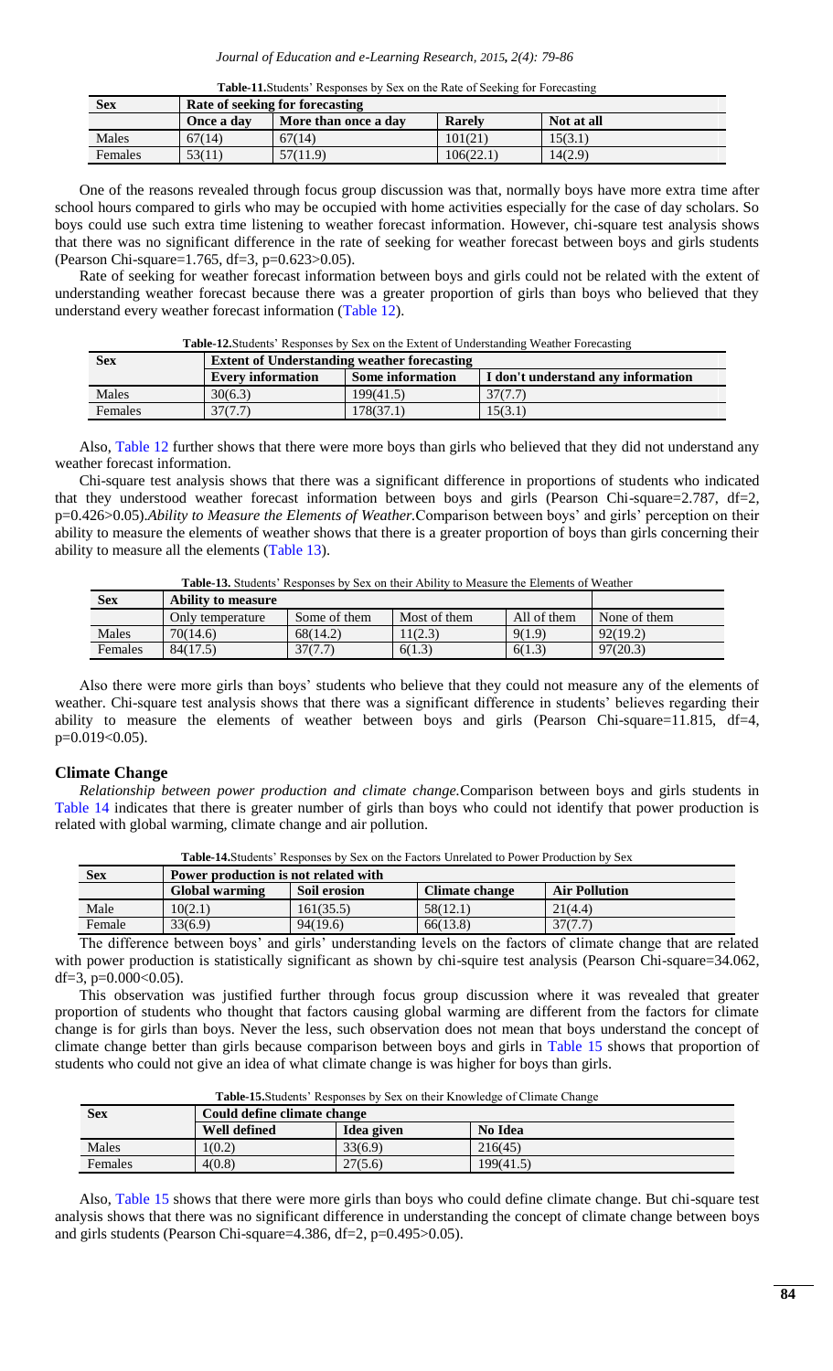**Table-11.**Students' Responses by Sex on the Rate of Seeking for Forecasting

| Sex | Rate of seeking for forecasting | | | |
|---|---|---|---|---|
| | Once a day | More than once a day | Rarely | Not at all |
| Males | 67(14) | 67(14) | 101(21) | 15(3.1) |
| Females | 53(11) | 57(11.9) | 106(22.1) | 14(2.9) |

One of the reasons revealed through focus group discussion was that, normally boys have more extra time after school hours compared to girls who may be occupied with home activities especially for the case of day scholars. So boys could use such extra time listening to weather forecast information. However, chi-square test analysis shows that there was no significant difference in the rate of seeking for weather forecast between boys and girls students (Pearson Chi-square=1.765, df=3, p=0.623>0.05).

Rate of seeking for weather forecast information between boys and girls could not be related with the extent of understanding weather forecast because there was a greater proportion of girls than boys who believed that they understand every weather forecast information (Table 12).

**Table-12.**Students' Responses by Sex on the Extent of Understanding Weather Forecasting

| Sex | Extent of Understanding weather forecasting | | |
|---|---|---|---|
| | Every information | Some information | I don't understand any information |
| Males | 30(6.3) | 199(41.5) | 37(7.7) |
| Females | 37(7.7) | 178(37.1) | 15(3.1) |

Also, Table 12 further shows that there were more boys than girls who believed that they did not understand any weather forecast information.

Chi-square test analysis shows that there was a significant difference in proportions of students who indicated that they understood weather forecast information between boys and girls (Pearson Chi-square=2.787, df=2, p=0.426>0.05).*Ability to Measure the Elements of Weather.*Comparison between boys' and girls' perception on their ability to measure the elements of weather shows that there is a greater proportion of boys than girls concerning their ability to measure all the elements (Table 13).

**Table-13.** Students' Responses by Sex on their Ability to Measure the Elements of Weather

| Sex | Ability to measure | | | | |
|---|---|---|---|---|---|
| | Only temperature | Some of them | Most of them | All of them | None of them |
| Males | 70(14.6) | 68(14.2) | 11(2.3) | 9(1.9) | 92(19.2) |
| Females | 84(17.5) | 37(7.7) | 6(1.3) | 6(1.3) | 97(20.3) |

Also there were more girls than boys' students who believe that they could not measure any of the elements of weather. Chi-square test analysis shows that there was a significant difference in students' believes regarding their ability to measure the elements of weather between boys and girls (Pearson Chi-square=11.815, df=4, p=0.019<0.05).

## Climate Change

*Relationship between power production and climate change.*Comparison between boys and girls students in Table 14 indicates that there is greater number of girls than boys who could not identify that power production is related with global warming, climate change and air pollution.

**Table-14.**Students' Responses by Sex on the Factors Unrelated to Power Production by Sex

| Sex | Power production is not related with | | | |
|---|---|---|---|---|
| | Global warming | Soil erosion | Climate change | Air Pollution |
| Male | 10(2.1) | 161(35.5) | 58(12.1) | 21(4.4) |
| Female | 33(6.9) | 94(19.6) | 66(13.8) | 37(7.7) |

The difference between boys' and girls' understanding levels on the factors of climate change that are related with power production is statistically significant as shown by chi-squire test analysis (Pearson Chi-square=34.062, df=3, p=0.000<0.05).

This observation was justified further through focus group discussion where it was revealed that greater proportion of students who thought that factors causing global warming are different from the factors for climate change is for girls than boys. Never the less, such observation does not mean that boys understand the concept of climate change better than girls because comparison between boys and girls in Table 15 shows that proportion of students who could not give an idea of what climate change is was higher for boys than girls.

**Table-15.**Students' Responses by Sex on their Knowledge of Climate Change

| Sex | Could define climate change | | |
|---|---|---|---|
| | Well defined | Idea given | No Idea |
| Males | 1(0.2) | 33(6.9) | 216(45) |
| Females | 4(0.8) | 27(5.6) | 199(41.5) |

Also, Table 15 shows that there were more girls than boys who could define climate change. But chi-square test analysis shows that there was no significant difference in understanding the concept of climate change between boys and girls students (Pearson Chi-square=4.386, df=2, p=0.495>0.05).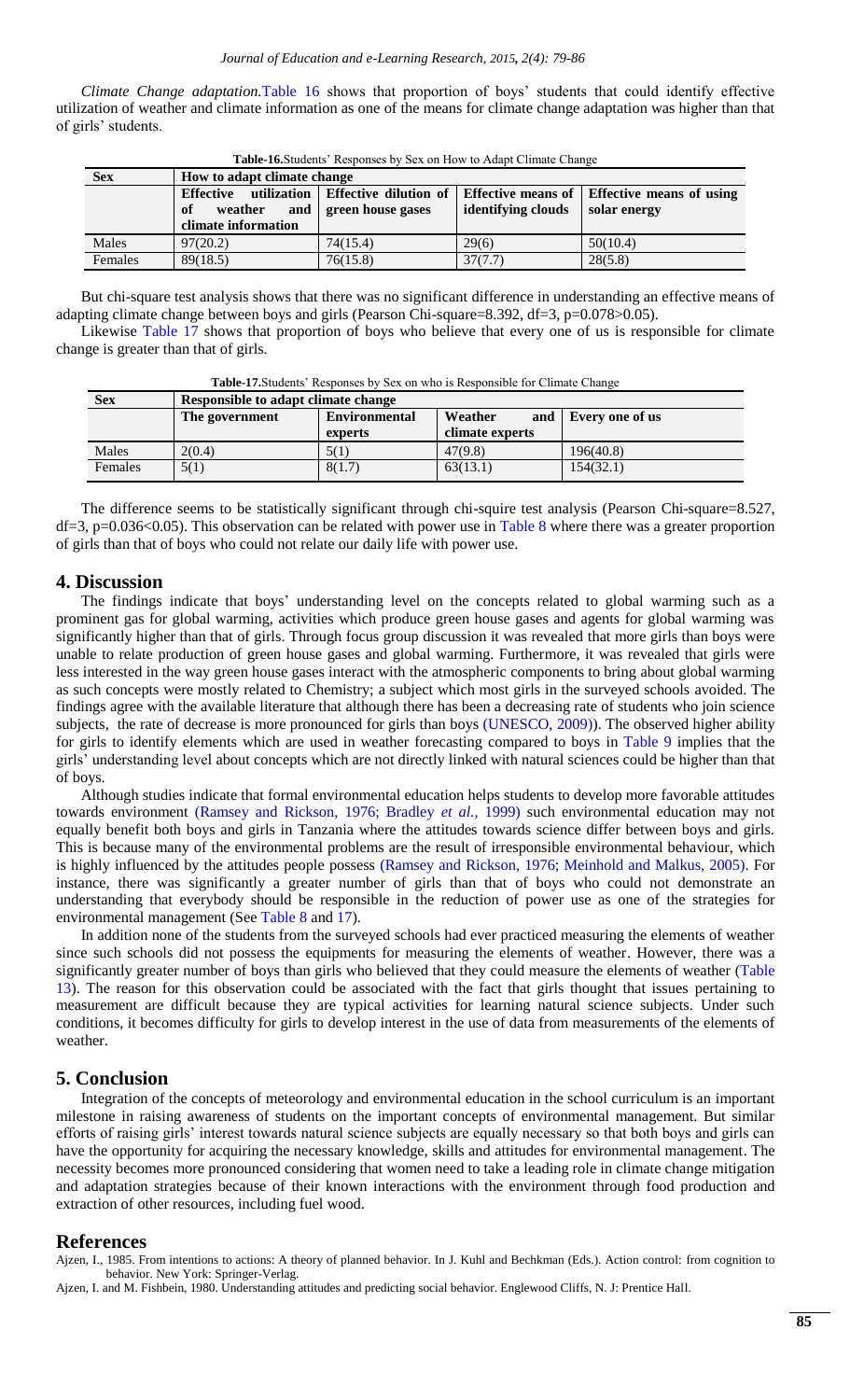*Climate Change adaptation.* Table 16 shows that proportion of boys' students that could identify effective utilization of weather and climate information as one of the means for climate change adaptation was higher than that of girls' students.

**Table-16.** Students' Responses by Sex on How to Adapt Climate Change

| Sex | How to adapt climate change | | | |
|---|---|---|---|---|
| | Effective utilization of weather and climate information | Effective dilution of green house gases | Effective means of identifying clouds | Effective means of using solar energy |
| Males | 97(20.2) | 74(15.4) | 29(6) | 50(10.4) |
| Females | 89(18.5) | 76(15.8) | 37(7.7) | 28(5.8) |

But chi-square test analysis shows that there was no significant difference in understanding an effective means of adapting climate change between boys and girls (Pearson Chi-square=8.392, df=3, p=0.078>0.05).

Likewise Table 17 shows that proportion of boys who believe that every one of us is responsible for climate change is greater than that of girls.

**Table-17.** Students' Responses by Sex on who is Responsible for Climate Change

| Sex | Responsible to adapt climate change | | | |
|---|---|---|---|---|
| | The government | Environmental experts | Weather and climate experts | Every one of us |
| Males | 2(0.4) | 5(1) | 47(9.8) | 196(40.8) |
| Females | 5(1) | 8(1.7) | 63(13.1) | 154(32.1) |

The difference seems to be statistically significant through chi-squire test analysis (Pearson Chi-square=8.527, df=3, p=0.036<0.05). This observation can be related with power use in Table 8 where there was a greater proportion of girls than that of boys who could not relate our daily life with power use.

## 4. Discussion

The findings indicate that boys' understanding level on the concepts related to global warming such as a prominent gas for global warming, activities which produce green house gases and agents for global warming was significantly higher than that of girls. Through focus group discussion it was revealed that more girls than boys were unable to relate production of green house gases and global warming. Furthermore, it was revealed that girls were less interested in the way green house gases interact with the atmospheric components to bring about global warming as such concepts were mostly related to Chemistry; a subject which most girls in the surveyed schools avoided. The findings agree with the available literature that although there has been a decreasing rate of students who join science subjects, the rate of decrease is more pronounced for girls than boys (UNESCO, 2009)). The observed higher ability for girls to identify elements which are used in weather forecasting compared to boys in Table 9 implies that the girls' understanding level about concepts which are not directly linked with natural sciences could be higher than that of boys.

Although studies indicate that formal environmental education helps students to develop more favorable attitudes towards environment (Ramsey and Rickson, 1976; Bradley *et al.*, 1999) such environmental education may not equally benefit both boys and girls in Tanzania where the attitudes towards science differ between boys and girls. This is because many of the environmental problems are the result of irresponsible environmental behaviour, which is highly influenced by the attitudes people possess (Ramsey and Rickson, 1976; Meinhold and Malkus, 2005). For instance, there was significantly a greater number of girls than that of boys who could not demonstrate an understanding that everybody should be responsible in the reduction of power use as one of the strategies for environmental management (See Table 8 and 17).

In addition none of the students from the surveyed schools had ever practiced measuring the elements of weather since such schools did not possess the equipments for measuring the elements of weather. However, there was a significantly greater number of boys than girls who believed that they could measure the elements of weather (Table 13). The reason for this observation could be associated with the fact that girls thought that issues pertaining to measurement are difficult because they are typical activities for learning natural science subjects. Under such conditions, it becomes difficulty for girls to develop interest in the use of data from measurements of the elements of weather.

## 5. Conclusion

Integration of the concepts of meteorology and environmental education in the school curriculum is an important milestone in raising awareness of students on the important concepts of environmental management. But similar efforts of raising girls' interest towards natural science subjects are equally necessary so that both boys and girls can have the opportunity for acquiring the necessary knowledge, skills and attitudes for environmental management. The necessity becomes more pronounced considering that women need to take a leading role in climate change mitigation and adaptation strategies because of their known interactions with the environment through food production and extraction of other resources, including fuel wood.

## References

Ajzen, I., 1985. From intentions to actions: A theory of planned behavior. In J. Kuhl and Bechkman (Eds.). Action control: from cognition to behavior. New York: Springer-Verlag.

Ajzen, I. and M. Fishbein, 1980. Understanding attitudes and predicting social behavior. Englewood Cliffs, N. J: Prentice Hall.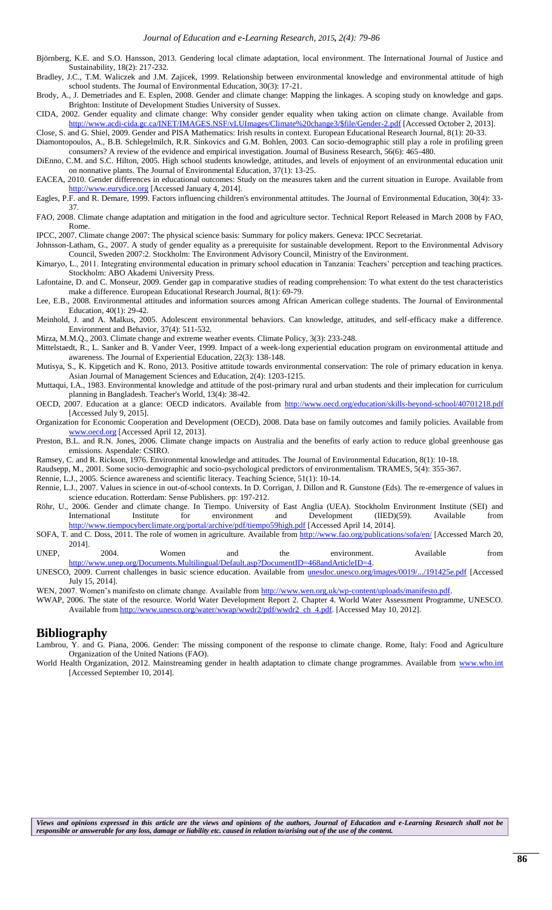Björnberg, K.E. and S.O. Hansson, 2013. Gendering local climate adaptation, local environment. The International Journal of Justice and Sustainability, 18(2): 217-232.

Bradley, J.C., T.M. Waliczek and J.M. Zajicek, 1999. Relationship between environmental knowledge and environmental attitude of high school students. The Journal of Environmental Education, 30(3): 17-21.

Brody, A., J. Demetriades and E. Esplen, 2008. Gender and climate change: Mapping the linkages. A scoping study on knowledge and gaps. Brighton: Institute of Development Studies University of Sussex.

CIDA, 2002. Gender equality and climate change: Why consider gender equality when taking action on climate change. Available from http://www.acdi-cida.gc.ca/INET/IMAGES.NSF/vLUImages/Climate%20change3/$file/Gender-2.pdf [Accessed October 2, 2013].

Close, S. and G. Shiel, 2009. Gender and PISA Mathematics: Irish results in context. European Educational Research Journal, 8(1): 20-33.

Diamontopoulos, A., B.B. Schlegelmilch, R.R. Sinkovics and G.M. Bohlen, 2003. Can socio-demographic still play a role in profiling green consumers? A review of the evidence and empirical investigation. Journal of Business Research, 56(6): 465-480.

DiEnno, C.M. and S.C. Hilton, 2005. High school students knowledge, attitudes, and levels of enjoyment of an environmental education unit on nonnative plants. The Journal of Environmental Education, 37(1): 13-25.

EACEA, 2010. Gender differences in educational outcomes: Study on the measures taken and the current situation in Europe. Available from http://www.eurydice.org [Accessed January 4, 2014].

Eagles, P.F. and R. Demare, 1999. Factors influencing children's environmental attitudes. The Journal of Environmental Education, 30(4): 33-37.

FAO, 2008. Climate change adaptation and mitigation in the food and agriculture sector. Technical Report Released in March 2008 by FAO, Rome.

IPCC, 2007. Climate change 2007: The physical science basis: Summary for policy makers. Geneva: IPCC Secretariat.

Johnsson-Latham, G., 2007. A study of gender equality as a prerequisite for sustainable development. Report to the Environmental Advisory Council, Sweden 2007:2. Stockholm: The Environment Advisory Council, Ministry of the Environment.

Kimaryo, L., 2011. Integrating environmental education in primary school education in Tanzania: Teachers' perception and teaching practices. Stockholm: ABO Akademi University Press.

Lafontaine, D. and C. Monseur, 2009. Gender gap in comparative studies of reading comprehension: To what extent do the test characteristics make a difference. European Educational Research Journal, 8(1): 69-79.

Lee, E.B., 2008. Environmental attitudes and information sources among African American college students. The Journal of Environmental Education, 40(1): 29-42.

Meinhold, J. and A. Malkus, 2005. Adolescent environmental behaviors. Can knowledge, attitudes, and self-efficacy make a difference. Environment and Behavior, 37(4): 511-532.

Mirza, M.M.Q., 2003. Climate change and extreme weather events. Climate Policy, 3(3): 233-248.

Mittelstaedt, R., L. Sanker and B. Vander Veer, 1999. Impact of a week-long experiential education program on environmental attitude and awareness. The Journal of Experiential Education, 22(3): 138-148.

Mutisya, S., K. Kipgetich and K. Rono, 2013. Positive attitude towards environmental conservation: The role of primary education in kenya. Asian Journal of Management Sciences and Education, 2(4): 1203-1215.

Muttaqui, I.A., 1983. Environmental knowledge and attitude of the post-primary rural and urban students and their implecation for curriculum planning in Bangladesh. Teacher's World, 13(4): 38-42.

OECD, 2007. Education at a glance: OECD indicators. Available from http://www.oecd.org/education/skills-beyond-school/40701218.pdf [Accessed July 9, 2015].

Organization for Economic Cooperation and Development (OECD), 2008. Data base on family outcomes and family policies. Available from www.oecd.org [Accessed April 12, 2013].

Preston, B.L. and R.N. Jones, 2006. Climate change impacts on Australia and the benefits of early action to reduce global greenhouse gas emissions. Aspendale: CSIRO.

Ramsey, C. and R. Rickson, 1976. Environmental knowledge and attitudes. The Journal of Environmental Education, 8(1): 10-18.

Raudsepp, M., 2001. Some socio-demographic and socio-psychological predictors of environmentalism. TRAMES, 5(4): 355-367.

Rennie, L.J., 2005. Science awareness and scientific literacy. Teaching Science, 51(1): 10-14.

Rennie, L.J., 2007. Values in science in out-of-school contexts. In D. Corrigan, J. Dillon and R. Gunstone (Eds). The re-emergence of values in science education. Rotterdam: Sense Publishers. pp: 197-212.

Röhr, U., 2006. Gender and climate change. In Tiempo. University of East Anglia (UEA). Stockholm Environment Institute (SEI) and International Institute for environment and Development (IIED)(59). Available from http://www.tiempocyberclimate.org/portal/archive/pdf/tiempo59high.pdf [Accessed April 14, 2014].

SOFA, T. and C. Doss, 2011. The role of women in agriculture. Available from http://www.fao.org/publications/sofa/en/ [Accessed March 20, 2014].

UNEP, 2004. Women and the environment. Available from http://www.unep.org/Documents.Multilingual/Default.asp?DocumentID=468andArticleID=4.

UNESCO, 2009. Current challenges in basic science education. Available from unesdoc.unesco.org/images/0019/.../191425e.pdf [Accessed July 15, 2014].

WEN, 2007. Women's manifesto on climate change. Available from http://www.wen.org.uk/wp-content/uploads/manifesto.pdf.

WWAP, 2006. The state of the resource. World Water Development Report 2. Chapter 4. World Water Assessment Programme, UNESCO. Available from http://www.unesco.org/water/wwap/wwdr2/pdf/wwdr2_ch_4.pdf. [Accessed May 10, 2012].

## Bibliography

Lambrou, Y. and G. Piana, 2006. Gender: The missing component of the response to climate change. Rome, Italy: Food and Agriculture Organization of the United Nations (FAO).

World Health Organization, 2012. Mainstreaming gender in health adaptation to climate change programmes. Available from www.who.int [Accessed September 10, 2014].

*Views and opinions expressed in this article are the views and opinions of the authors, Journal of Education and e-Learning Research shall not be responsible or answerable for any loss, damage or liability etc. caused in relation to/arising out of the use of the content.*